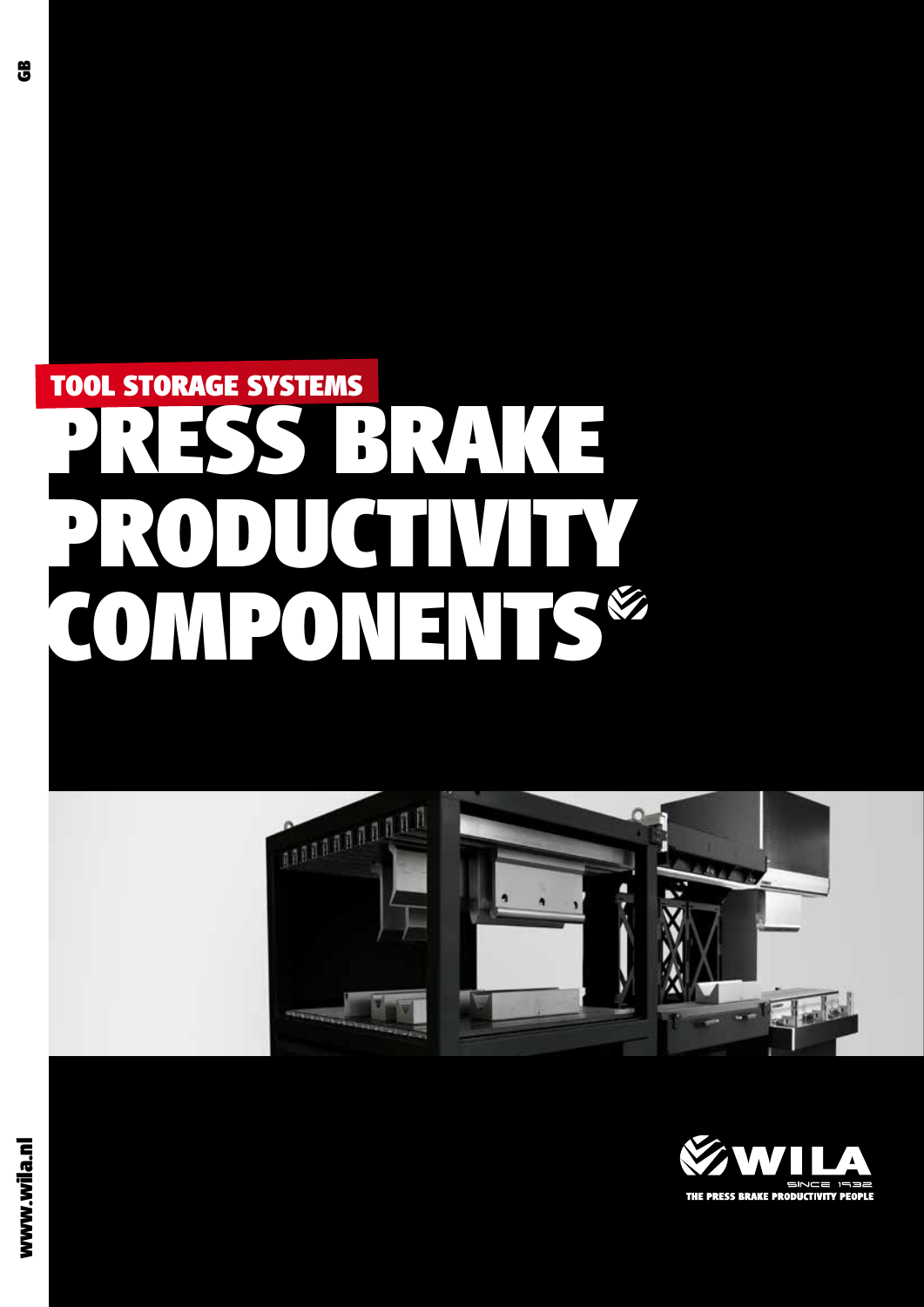GB

## TOOL STORAGE SYSTEMS

# PRESS BRAKE PRODUCTIVITY COMPONENTS

WILA

SINCE 1932

THE PRESS BRAKE PRODUCTIVITY PEOPLE

www.wila.nl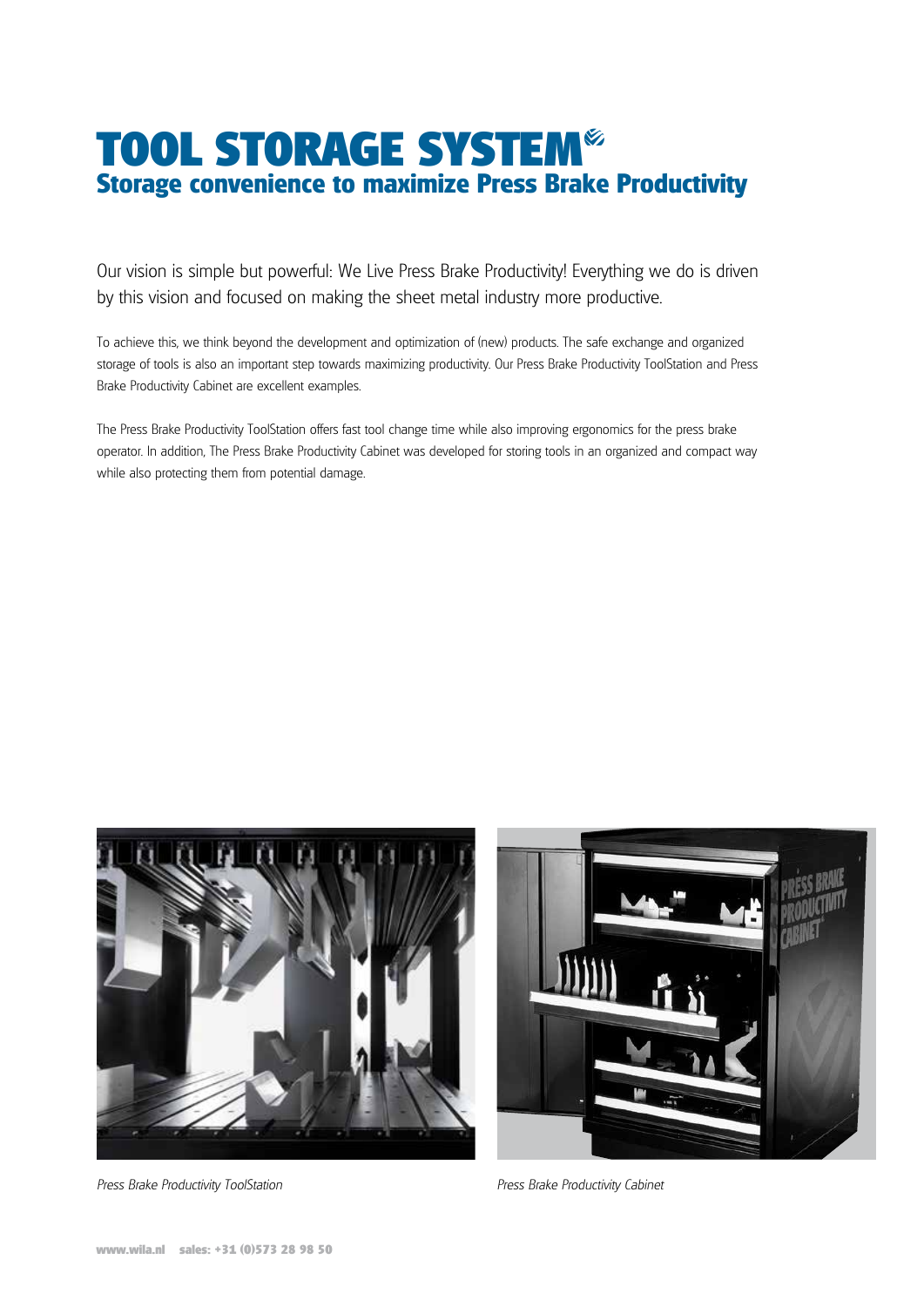# TOOL STORAGE SYSTEM

## Storage convenience to maximize Press Brake Productivity

Our vision is simple but powerful: We Live Press Brake Productivity! Everything we do is driven by this vision and focused on making the sheet metal industry more productive.

To achieve this, we think beyond the development and optimization of (new) products. The safe exchange and organized storage of tools is also an important step towards maximizing productivity. Our Press Brake Productivity ToolStation and Press Brake Productivity Cabinet are excellent examples.

The Press Brake Productivity ToolStation offers fast tool change time while also improving ergonomics for the press brake operator. In addition, The Press Brake Productivity Cabinet was developed for storing tools in an organized and compact way while also protecting them from potential damage.

*Press Brake Productivity ToolStation*

*Press Brake Productivity Cabinet*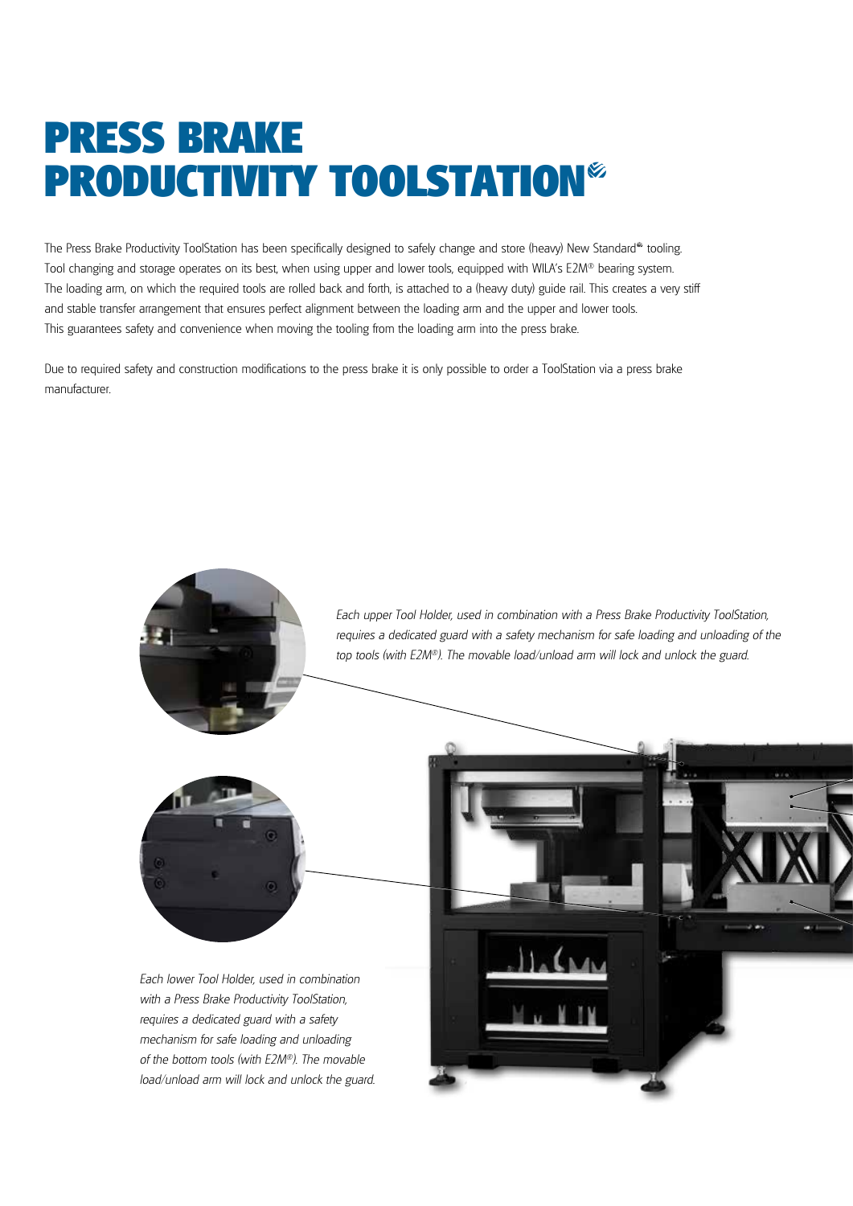# PRESS BRAKE PRODUCTIVITY TOOLSTATION®

The Press Brake Productivity ToolStation has been specifically designed to safely change and store (heavy) New Standard® tooling. Tool changing and storage operates on its best, when using upper and lower tools, equipped with WILA's E2M® bearing system. The loading arm, on which the required tools are rolled back and forth, is attached to a (heavy duty) guide rail. This creates a very stiff and stable transfer arrangement that ensures perfect alignment between the loading arm and the upper and lower tools. This guarantees safety and convenience when moving the tooling from the loading arm into the press brake.

Due to required safety and construction modifications to the press brake it is only possible to order a ToolStation via a press brake manufacturer.

*Each upper Tool Holder, used in combination with a Press Brake Productivity ToolStation, requires a dedicated guard with a safety mechanism for safe loading and unloading of the top tools (with E2M®). The movable load/unload arm will lock and unlock the guard.*

*Each lower Tool Holder, used in combination with a Press Brake Productivity ToolStation, requires a dedicated guard with a safety mechanism for safe loading and unloading of the bottom tools (with E2M®). The movable load/unload arm will lock and unlock the guard.*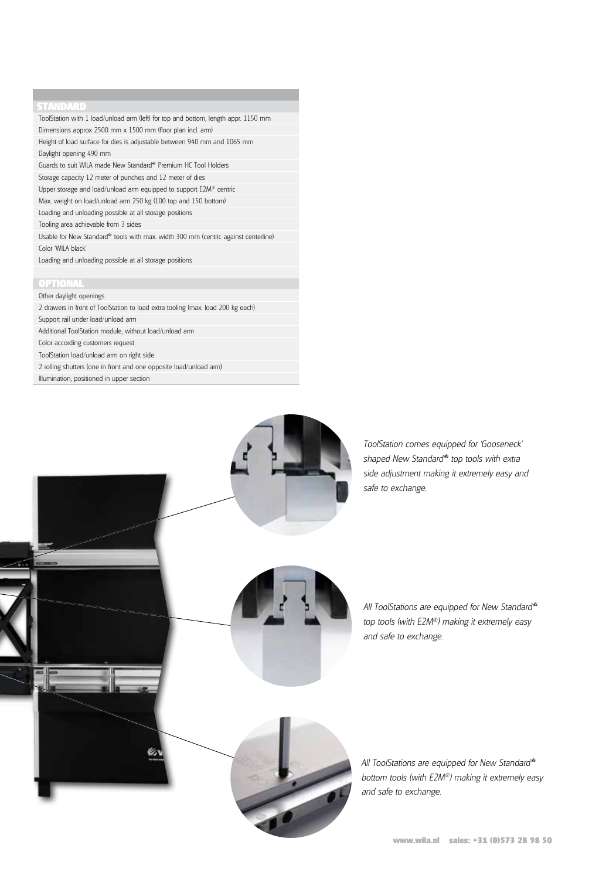## STANDARD

- ToolStation with 1 load/unload arm (left) for top and bottom, length appr. 1150 mm
- Dimensions approx 2500 mm x 1500 mm (floor plan incl. arm)
- Height of load surface for dies is adjustable between 940 mm and 1065 mm
- Daylight opening 490 mm
- Guards to suit WILA made New Standard® Premium HC Tool Holders
- Storage capacity 12 meter of punches and 12 meter of dies
- Upper storage and load/unload arm equipped to support E2M® centric
- Max. weight on load/unload arm 250 kg (100 top and 150 bottom)
- Loading and unloading possible at all storage positions
- Tooling area achievable from 3 sides
- Usable for New Standard® tools with max. width 300 mm (centric against centerline)
- Color 'WILA black'
- Loading and unloading possible at all storage positions

## OPTIONAL

- Other daylight openings
- 2 drawers in front of ToolStation to load extra tooling (max. load 200 kg each)
- Support rail under load/unload arm
- Additional ToolStation module, without load/unload arm
- Color according customers request
- ToolStation load/unload arm on right side
- 2 rolling shutters (one in front and one opposite load/unload arm)
- Illumination, positioned in upper section

*ToolStation comes equipped for 'Gooseneck' shaped New Standard® top tools with extra side adjustment making it extremely easy and safe to exchange.*

*All ToolStations are equipped for New Standard® top tools (with E2M®) making it extremely easy and safe to exchange.*

*All ToolStations are equipped for New Standard® bottom tools (with E2M®) making it extremely easy and safe to exchange.*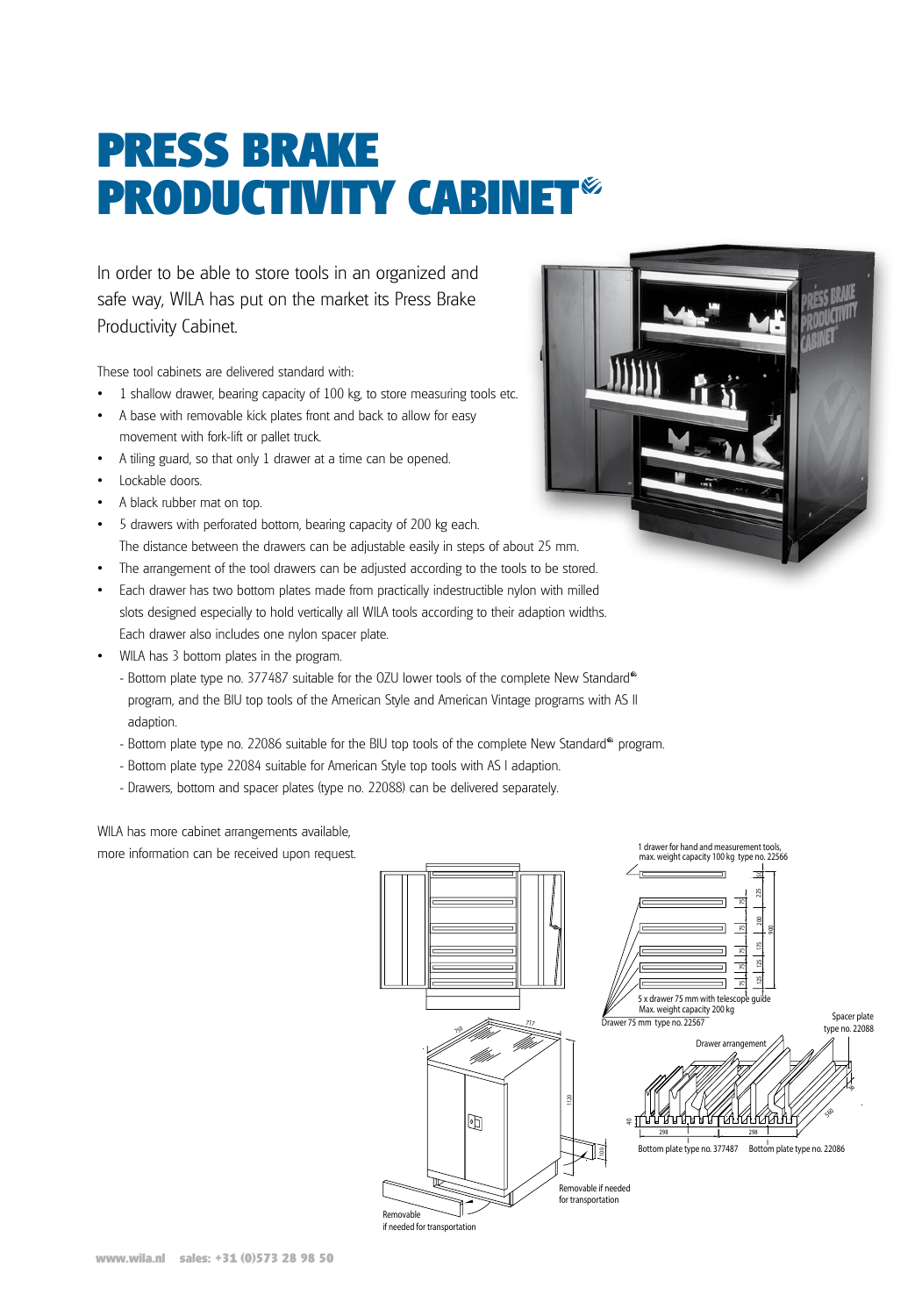# PRESS BRAKE PRODUCTIVITY CABINET®

In order to be able to store tools in an organized and safe way, WILA has put on the market its Press Brake Productivity Cabinet.

These tool cabinets are delivered standard with:

- 1 shallow drawer, bearing capacity of 100 kg, to store measuring tools etc.
- A base with removable kick plates front and back to allow for easy movement with fork-lift or pallet truck.
- A tiling guard, so that only 1 drawer at a time can be opened.
- Lockable doors.
- A black rubber mat on top.
- 5 drawers with perforated bottom, bearing capacity of 200 kg each. The distance between the drawers can be adjustable easily in steps of about 25 mm.
- The arrangement of the tool drawers can be adjusted according to the tools to be stored.
- Each drawer has two bottom plates made from practically indestructible nylon with milled slots designed especially to hold vertically all WILA tools according to their adaption widths. Each drawer also includes one nylon spacer plate.
- WILA has 3 bottom plates in the program.
  - Bottom plate type no. 377487 suitable for the OZU lower tools of the complete New Standard® program, and the BIU top tools of the American Style and American Vintage programs with AS II adaption.
  - Bottom plate type no. 22086 suitable for the BIU top tools of the complete New Standard® program.
  - Bottom plate type 22084 suitable for American Style top tools with AS I adaption.
  - Drawers, bottom and spacer plates (type no. 22088) can be delivered separately.

WILA has more cabinet arrangements available, more information can be received upon request.

1 drawer for hand and measurement tools, max. weight capacity 100 kg type no. 22566

5 x drawer 75 mm with telescope guide Max. weight capacity 200 kg

Drawer 75 mm type no. 22567

Spacer plate type no. 22088

Drawer arrangement

Bottom plate type no. 377487 Bottom plate type no. 22086

Removable if needed for transportation

Removable if needed for transportation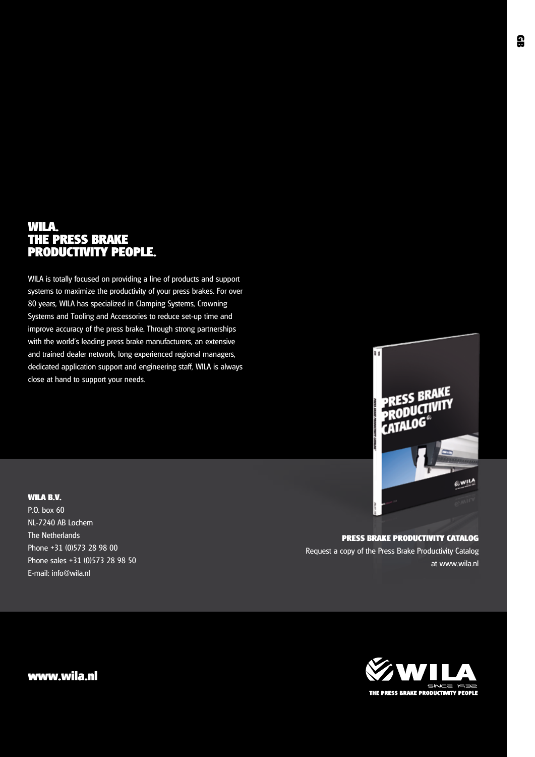## WILA.
## THE PRESS BRAKE PRODUCTIVITY PEOPLE.

WILA is totally focused on providing a line of products and support systems to maximize the productivity of your press brakes. For over 80 years, WILA has specialized in Clamping Systems, Crowning Systems and Tooling and Accessories to reduce set-up time and improve accuracy of the press brake. Through strong partnerships with the world's leading press brake manufacturers, an extensive and trained dealer network, long experienced regional managers, dedicated application support and engineering staff, WILA is always close at hand to support your needs.

**WILA B.V.**
P.O. box 60
NL-7240 AB Lochem
The Netherlands
Phone +31 (0)573 28 98 00
Phone sales +31 (0)573 28 98 50
E-mail: info@wila.nl

**PRESS BRAKE PRODUCTIVITY CATALOG**
Request a copy of the Press Brake Productivity Catalog at www.wila.nl

**www.wila.nl**

WILA
SINCE 1932
THE PRESS BRAKE PRODUCTIVITY PEOPLE